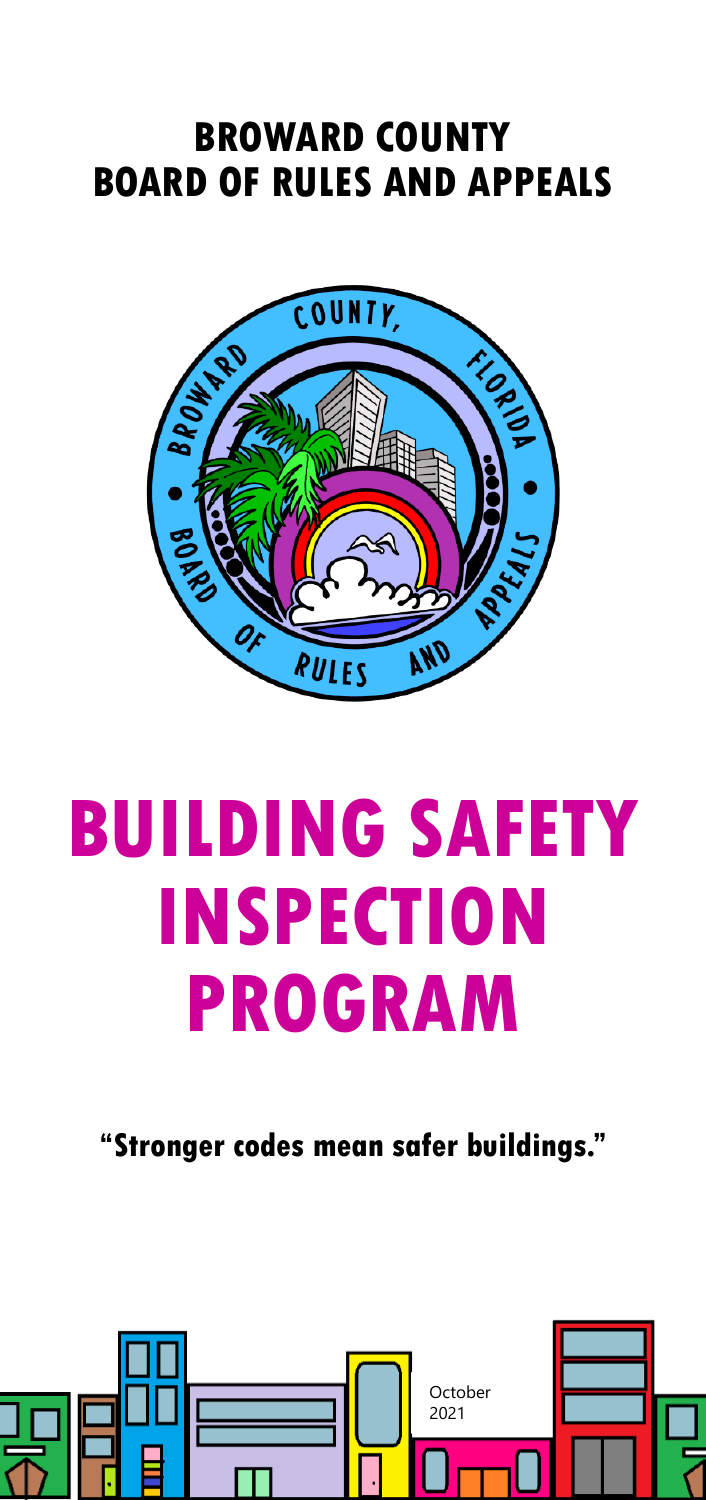# BROWARD COUNTY BOARD OF RULES AND APPEALS

# BUILDING SAFETY INSPECTION PROGRAM

**"Stronger codes mean safer buildings."**

October 2021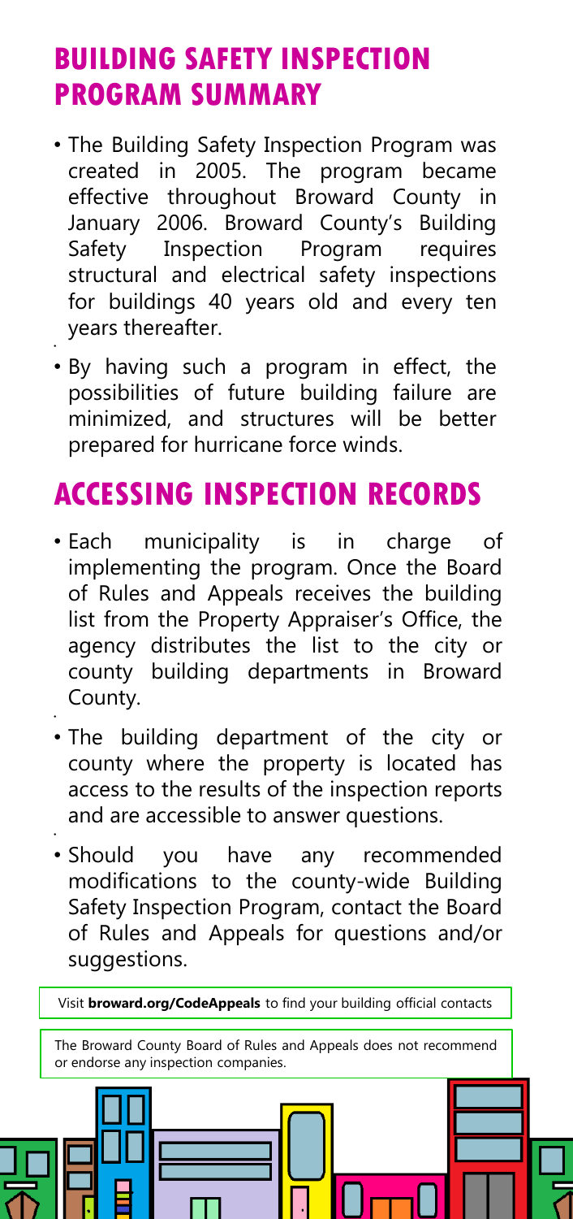## BUILDING SAFETY INSPECTION PROGRAM SUMMARY

- The Building Safety Inspection Program was created in 2005. The program became effective throughout Broward County in January 2006. Broward County's Building Safety Inspection Program requires structural and electrical safety inspections for buildings 40 years old and every ten years thereafter.
- By having such a program in effect, the possibilities of future building failure are minimized, and structures will be better prepared for hurricane force winds.

## ACCESSING INSPECTION RECORDS

- Each municipality is in charge of implementing the program. Once the Board of Rules and Appeals receives the building list from the Property Appraiser's Office, the agency distributes the list to the city or county building departments in Broward County.
- The building department of the city or county where the property is located has access to the results of the inspection reports and are accessible to answer questions.
- Should you have any recommended modifications to the county-wide Building Safety Inspection Program, contact the Board of Rules and Appeals for questions and/or suggestions.

Visit **broward.org/CodeAppeals** to find your building official contacts

The Broward County Board of Rules and Appeals does not recommend or endorse any inspection companies.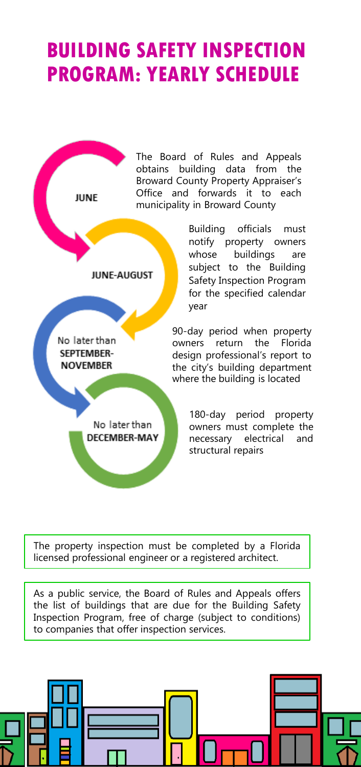# BUILDING SAFETY INSPECTION PROGRAM: YEARLY SCHEDULE

**JUNE**

The Board of Rules and Appeals obtains building data from the Broward County Property Appraiser's Office and forwards it to each municipality in Broward County

**JUNE-AUGUST**

Building officials must notify property owners whose buildings are subject to the Building Safety Inspection Program for the specified calendar year

No later than **SEPTEMBER-NOVEMBER**

90-day period when property owners return the Florida design professional's report to the city's building department where the building is located

No later than **DECEMBER-MAY**

180-day period property owners must complete the necessary electrical and structural repairs

The property inspection must be completed by a Florida licensed professional engineer or a registered architect.

As a public service, the Board of Rules and Appeals offers the list of buildings that are due for the Building Safety Inspection Program, free of charge (subject to conditions) to companies that offer inspection services.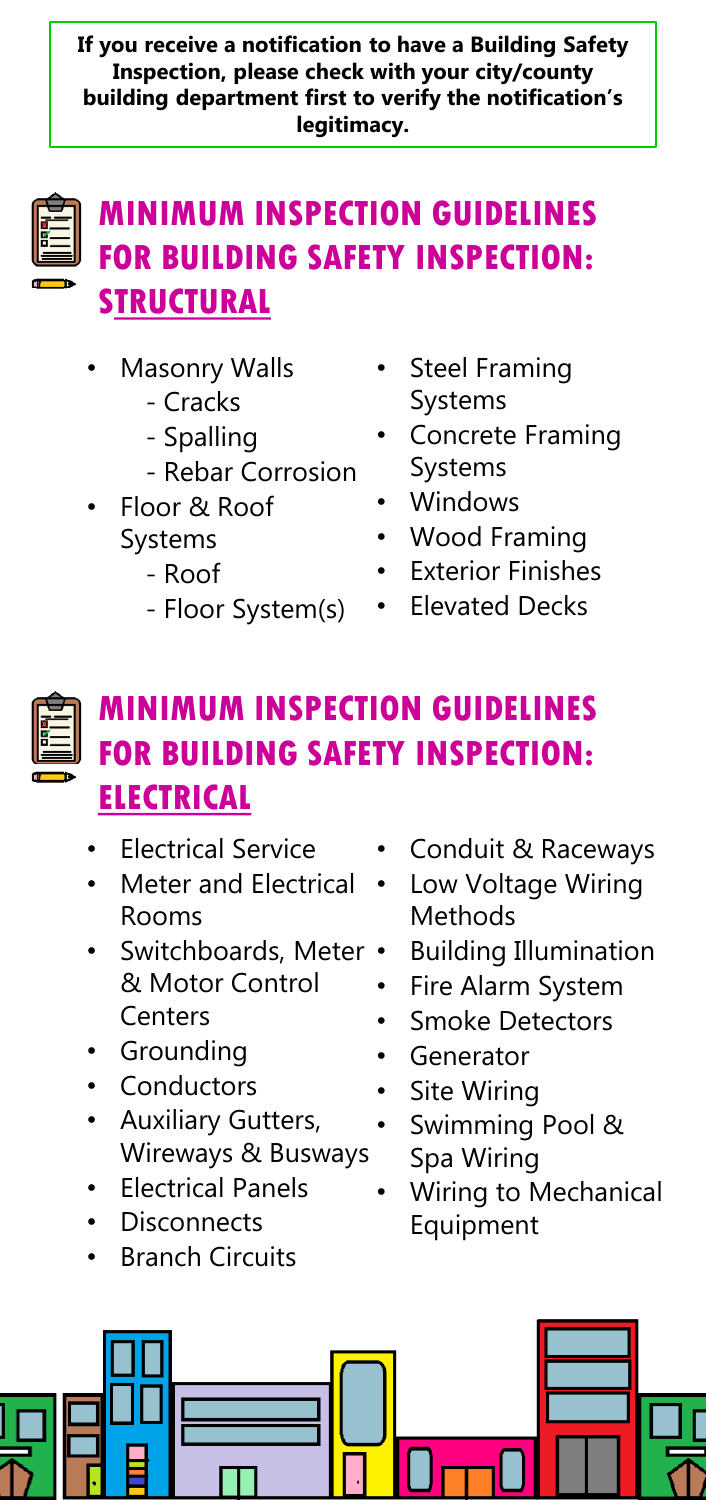**If you receive a notification to have a Building Safety Inspection, please check with your city/county building department first to verify the notification's legitimacy.**

## MINIMUM INSPECTION GUIDELINES FOR BUILDING SAFETY INSPECTION: STRUCTURAL

- Masonry Walls
  - Cracks
  - Spalling
  - Rebar Corrosion
- Floor & Roof Systems
  - Roof
  - Floor System(s)
- Steel Framing Systems
- Concrete Framing Systems
- Windows
- Wood Framing
- Exterior Finishes
- Elevated Decks

## MINIMUM INSPECTION GUIDELINES FOR BUILDING SAFETY INSPECTION: ELECTRICAL

- Electrical Service
- Meter and Electrical Rooms
- Switchboards, Meter & Motor Control Centers
- Grounding
- Conductors
- Auxiliary Gutters, Wireways & Busways
- Electrical Panels
- Disconnects
- Branch Circuits
- Conduit & Raceways
- Low Voltage Wiring Methods
- Building Illumination
- Fire Alarm System
- Smoke Detectors
- Generator
- Site Wiring
- Swimming Pool & Spa Wiring
- Wiring to Mechanical Equipment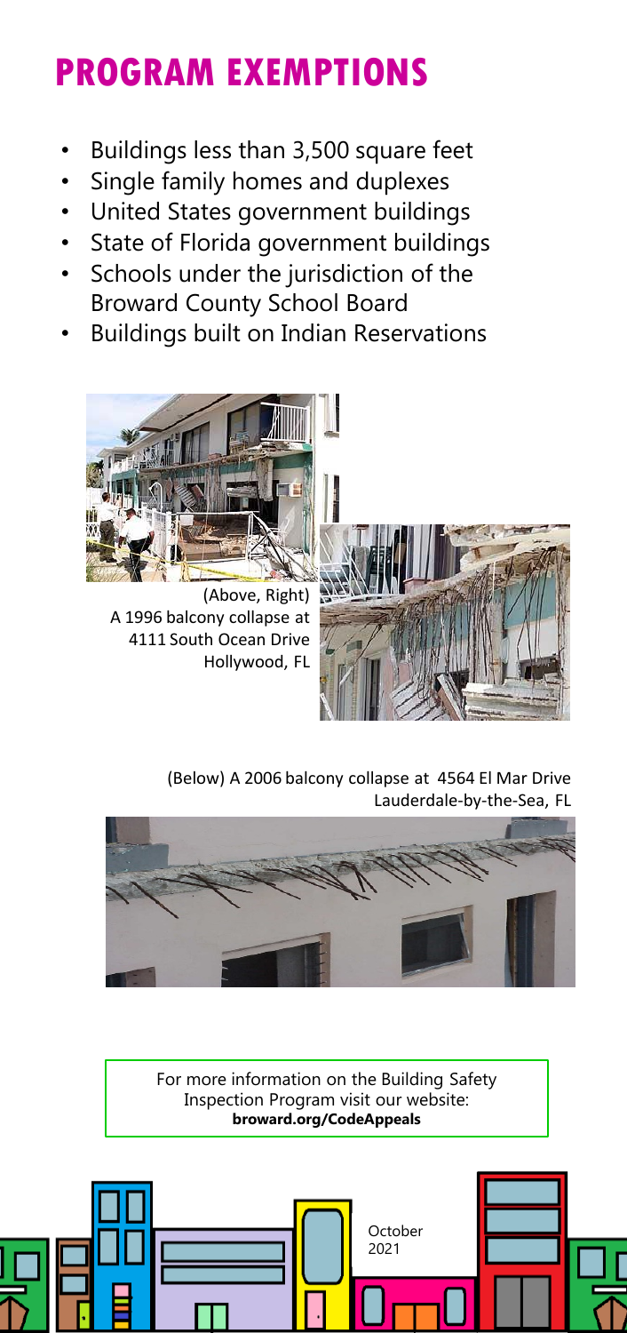# PROGRAM EXEMPTIONS

- Buildings less than 3,500 square feet
- Single family homes and duplexes
- United States government buildings
- State of Florida government buildings
- Schools under the jurisdiction of the Broward County School Board
- Buildings built on Indian Reservations

(Above, Right) A 1996 balcony collapse at 4111 South Ocean Drive Hollywood, FL

(Below) A 2006 balcony collapse at 4564 El Mar Drive Lauderdale-by-the-Sea, FL

For more information on the Building Safety Inspection Program visit our website: **broward.org/CodeAppeals**

October 2021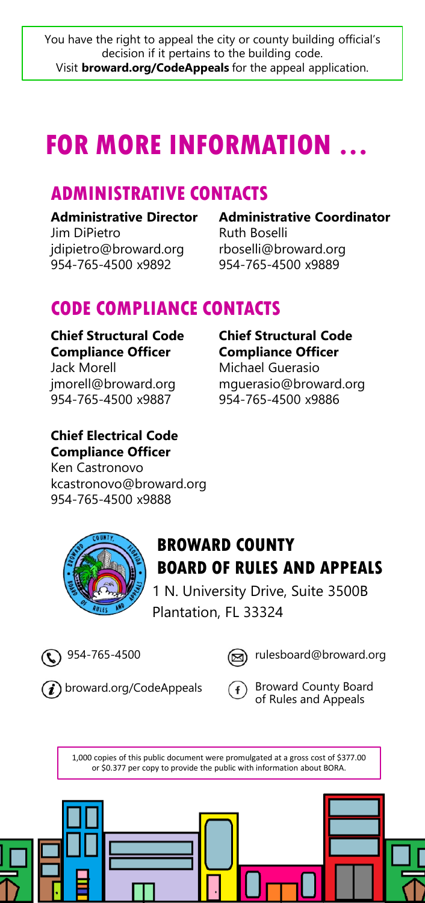You have the right to appeal the city or county building official's decision if it pertains to the building code.
Visit **broward.org/CodeAppeals** for the appeal application.

# FOR MORE INFORMATION ...

## ADMINISTRATIVE CONTACTS

**Administrative Director**
Jim DiPietro
jdipietro@broward.org
954-765-4500 x9892

**Administrative Coordinator**
Ruth Boselli
rboselli@broward.org
954-765-4500 x9889

## CODE COMPLIANCE CONTACTS

**Chief Structural Code Compliance Officer**
Jack Morell
jmorell@broward.org
954-765-4500 x9887

**Chief Structural Code Compliance Officer**
Michael Guerasio
mguerasio@broward.org
954-765-4500 x9886

**Chief Electrical Code Compliance Officer**
Ken Castronovo
kcastronovo@broward.org
954-765-4500 x9888

## BROWARD COUNTY BOARD OF RULES AND APPEALS

1 N. University Drive, Suite 3500B
Plantation, FL 33324

954-765-4500

rulesboard@broward.org

broward.org/CodeAppeals

Broward County Board of Rules and Appeals

1,000 copies of this public document were promulgated at a gross cost of $377.00 or $0.377 per copy to provide the public with information about BORA.